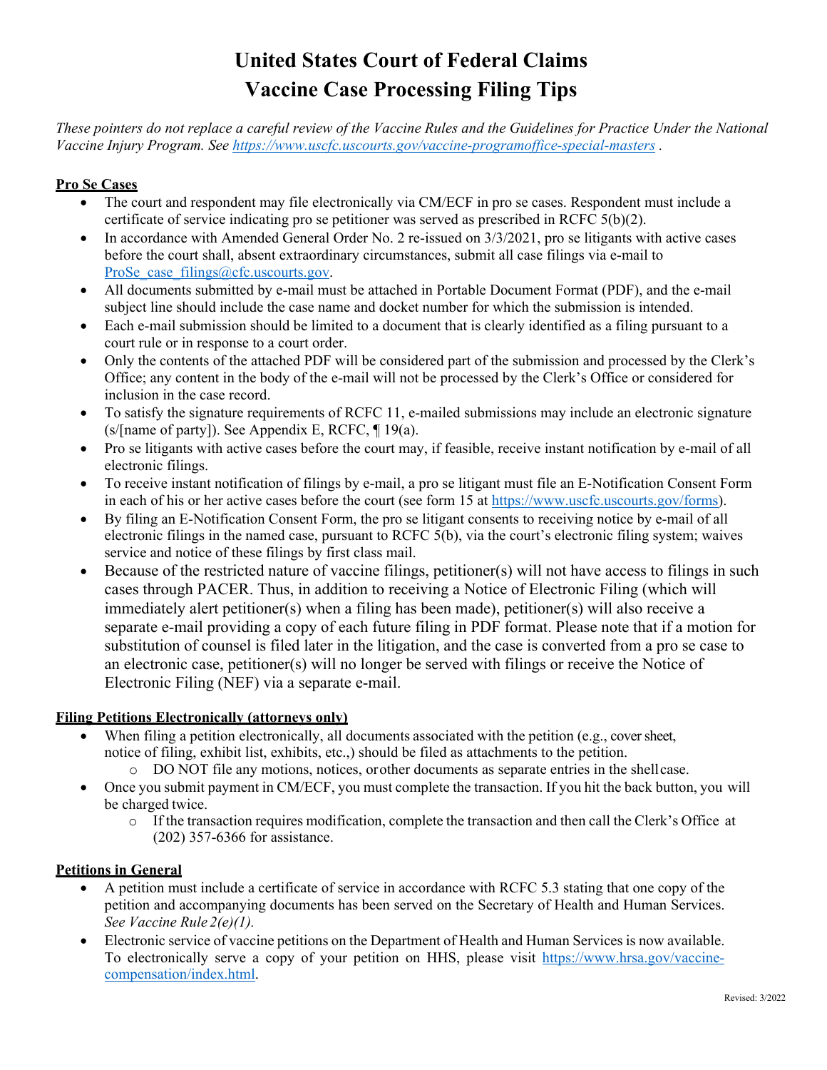# United States Court of Federal Claims
# Vaccine Case Processing Filing Tips

*These pointers do not replace a careful review of the Vaccine Rules and the Guidelines for Practice Under the National Vaccine Injury Program. See [https://www.uscfc.uscourts.gov/vaccine-programoffice-special-masters](https://www.uscfc.uscourts.gov/vaccine-programoffice-special-masters) .*

**Pro Se Cases**

- The court and respondent may file electronically via CM/ECF in pro se cases. Respondent must include a certificate of service indicating pro se petitioner was served as prescribed in RCFC 5(b)(2).
- In accordance with Amended General Order No. 2 re-issued on 3/3/2021, pro se litigants with active cases before the court shall, absent extraordinary circumstances, submit all case filings via e-mail to ProSe_case_filings@cfc.uscourts.gov.
- All documents submitted by e-mail must be attached in Portable Document Format (PDF), and the e-mail subject line should include the case name and docket number for which the submission is intended.
- Each e-mail submission should be limited to a document that is clearly identified as a filing pursuant to a court rule or in response to a court order.
- Only the contents of the attached PDF will be considered part of the submission and processed by the Clerk's Office; any content in the body of the e-mail will not be processed by the Clerk's Office or considered for inclusion in the case record.
- To satisfy the signature requirements of RCFC 11, e-mailed submissions may include an electronic signature (s/[name of party]). See Appendix E, RCFC, ¶ 19(a).
- Pro se litigants with active cases before the court may, if feasible, receive instant notification by e-mail of all electronic filings.
- To receive instant notification of filings by e-mail, a pro se litigant must file an E-Notification Consent Form in each of his or her active cases before the court (see form 15 at [https://www.uscfc.uscourts.gov/forms](https://www.uscfc.uscourts.gov/forms)).
- By filing an E-Notification Consent Form, the pro se litigant consents to receiving notice by e-mail of all electronic filings in the named case, pursuant to RCFC 5(b), via the court's electronic filing system; waives service and notice of these filings by first class mail.
- Because of the restricted nature of vaccine filings, petitioner(s) will not have access to filings in such cases through PACER. Thus, in addition to receiving a Notice of Electronic Filing (which will immediately alert petitioner(s) when a filing has been made), petitioner(s) will also receive a separate e-mail providing a copy of each future filing in PDF format. Please note that if a motion for substitution of counsel is filed later in the litigation, and the case is converted from a pro se case to an electronic case, petitioner(s) will no longer be served with filings or receive the Notice of Electronic Filing (NEF) via a separate e-mail.

**Filing Petitions Electronically (attorneys only)**

- When filing a petition electronically, all documents associated with the petition (e.g., cover sheet, notice of filing, exhibit list, exhibits, etc.,) should be filed as attachments to the petition.
  - DO NOT file any motions, notices, or other documents as separate entries in the shell case.
- Once you submit payment in CM/ECF, you must complete the transaction. If you hit the back button, you will be charged twice.
  - If the transaction requires modification, complete the transaction and then call the Clerk's Office at (202) 357-6366 for assistance.

**Petitions in General**

- A petition must include a certificate of service in accordance with RCFC 5.3 stating that one copy of the petition and accompanying documents has been served on the Secretary of Health and Human Services. *See Vaccine Rule 2(e)(1).*
- Electronic service of vaccine petitions on the Department of Health and Human Services is now available. To electronically serve a copy of your petition on HHS, please visit [https://www.hrsa.gov/vaccine-compensation/index.html](https://www.hrsa.gov/vaccine-compensation/index.html).

Revised: 3/2022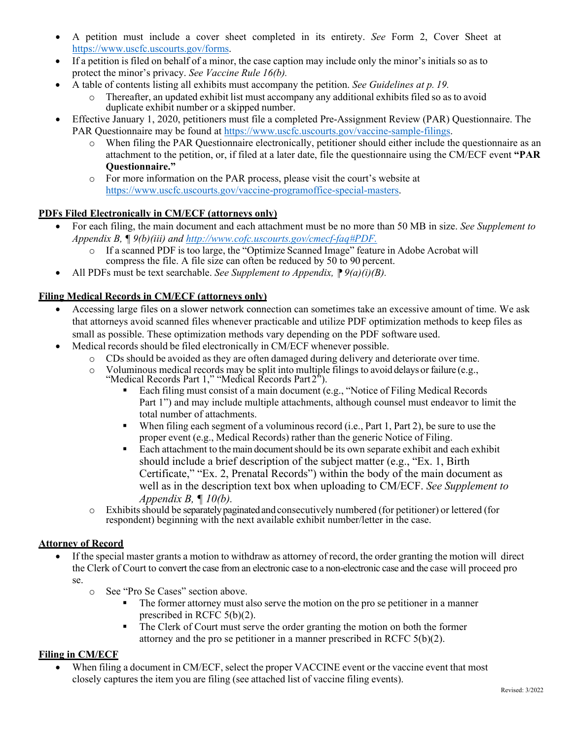- A petition must include a cover sheet completed in its entirety. *See* Form 2, Cover Sheet at https://www.uscfc.uscourts.gov/forms.
- If a petition is filed on behalf of a minor, the case caption may include only the minor's initials so as to protect the minor's privacy. *See Vaccine Rule 16(b).*
- A table of contents listing all exhibits must accompany the petition. *See Guidelines at p. 19.*
  - Thereafter, an updated exhibit list must accompany any additional exhibits filed so as to avoid duplicate exhibit number or a skipped number.
- Effective January 1, 2020, petitioners must file a completed Pre-Assignment Review (PAR) Questionnaire. The PAR Questionnaire may be found at https://www.uscfc.uscourts.gov/vaccine-sample-filings.
  - When filing the PAR Questionnaire electronically, petitioner should either include the questionnaire as an attachment to the petition, or, if filed at a later date, file the questionnaire using the CM/ECF event **"PAR Questionnaire."**
  - For more information on the PAR process, please visit the court's website at https://www.uscfc.uscourts.gov/vaccine-programoffice-special-masters.

**PDFs Filed Electronically in CM/ECF (attorneys only)**

- For each filing, the main document and each attachment must be no more than 50 MB in size. *See Supplement to Appendix B, ¶ 9(b)(iii) and http://www.cofc.uscourts.gov/cmecf-faq#PDF.*
  - If a scanned PDF is too large, the "Optimize Scanned Image" feature in Adobe Acrobat will compress the file. A file size can often be reduced by 50 to 90 percent.
- All PDFs must be text searchable. *See Supplement to Appendix, ¶ 9(a)(i)(B).*

**Filing Medical Records in CM/ECF (attorneys only)**

- Accessing large files on a slower network connection can sometimes take an excessive amount of time. We ask that attorneys avoid scanned files whenever practicable and utilize PDF optimization methods to keep files as small as possible. These optimization methods vary depending on the PDF software used.
- Medical records should be filed electronically in CM/ECF whenever possible.
  - CDs should be avoided as they are often damaged during delivery and deteriorate over time.
  - Voluminous medical records may be split into multiple filings to avoid delays or failure (e.g., "Medical Records Part 1," "Medical Records Part 2").
    - Each filing must consist of a main document (e.g., "Notice of Filing Medical Records Part 1") and may include multiple attachments, although counsel must endeavor to limit the total number of attachments.
    - When filing each segment of a voluminous record (i.e., Part 1, Part 2), be sure to use the proper event (e.g., Medical Records) rather than the generic Notice of Filing.
    - Each attachment to the main document should be its own separate exhibit and each exhibit should include a brief description of the subject matter (e.g., "Ex. 1, Birth Certificate," "Ex. 2, Prenatal Records") within the body of the main document as well as in the description text box when uploading to CM/ECF. *See Supplement to Appendix B, ¶ 10(b).*
  - Exhibits should be separately paginated and consecutively numbered (for petitioner) or lettered (for respondent) beginning with the next available exhibit number/letter in the case.

**Attorney of Record**

- If the special master grants a motion to withdraw as attorney of record, the order granting the motion will direct the Clerk of Court to convert the case from an electronic case to a non-electronic case and the case will proceed pro se.
  - See "Pro Se Cases" section above.
    - The former attorney must also serve the motion on the pro se petitioner in a manner prescribed in RCFC 5(b)(2).
    - The Clerk of Court must serve the order granting the motion on both the former attorney and the pro se petitioner in a manner prescribed in RCFC 5(b)(2).

**Filing in CM/ECF**

- When filing a document in CM/ECF, select the proper VACCINE event or the vaccine event that most closely captures the item you are filing (see attached list of vaccine filing events).

Revised: 3/2022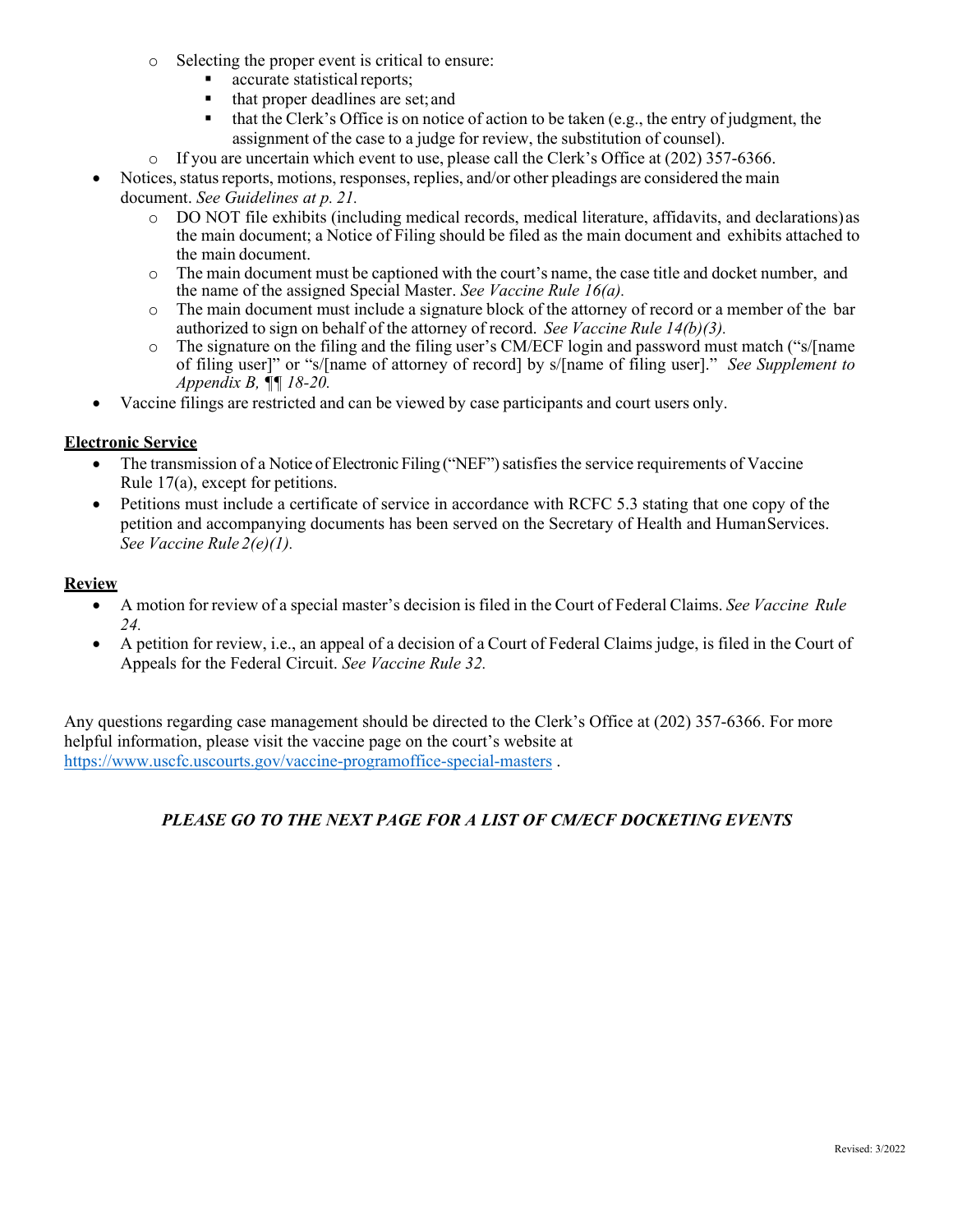- Selecting the proper event is critical to ensure:
  - accurate statistical reports;
  - that proper deadlines are set; and
  - that the Clerk's Office is on notice of action to be taken (e.g., the entry of judgment, the assignment of the case to a judge for review, the substitution of counsel).
- If you are uncertain which event to use, please call the Clerk's Office at (202) 357-6366.

- Notices, status reports, motions, responses, replies, and/or other pleadings are considered the main document. *See Guidelines at p. 21.*
  - DO NOT file exhibits (including medical records, medical literature, affidavits, and declarations) as the main document; a Notice of Filing should be filed as the main document and exhibits attached to the main document.
  - The main document must be captioned with the court's name, the case title and docket number, and the name of the assigned Special Master. *See Vaccine Rule 16(a).*
  - The main document must include a signature block of the attorney of record or a member of the bar authorized to sign on behalf of the attorney of record. *See Vaccine Rule 14(b)(3).*
  - The signature on the filing and the filing user's CM/ECF login and password must match ("s/[name of filing user]" or "s/[name of attorney of record] by s/[name of filing user]." *See Supplement to Appendix B, ¶¶ 18-20.*
- Vaccine filings are restricted and can be viewed by case participants and court users only.

**Electronic Service**

- The transmission of a Notice of Electronic Filing ("NEF") satisfies the service requirements of Vaccine Rule 17(a), except for petitions.
- Petitions must include a certificate of service in accordance with RCFC 5.3 stating that one copy of the petition and accompanying documents has been served on the Secretary of Health and Human Services. *See Vaccine Rule 2(e)(1).*

**Review**

- A motion for review of a special master's decision is filed in the Court of Federal Claims. *See Vaccine Rule 24.*
- A petition for review, i.e., an appeal of a decision of a Court of Federal Claims judge, is filed in the Court of Appeals for the Federal Circuit. *See Vaccine Rule 32.*

Any questions regarding case management should be directed to the Clerk's Office at (202) 357-6366. For more helpful information, please visit the vaccine page on the court's website at https://www.uscfc.uscourts.gov/vaccine-programoffice-special-masters .

***PLEASE GO TO THE NEXT PAGE FOR A LIST OF CM/ECF DOCKETING EVENTS***

Revised: 3/2022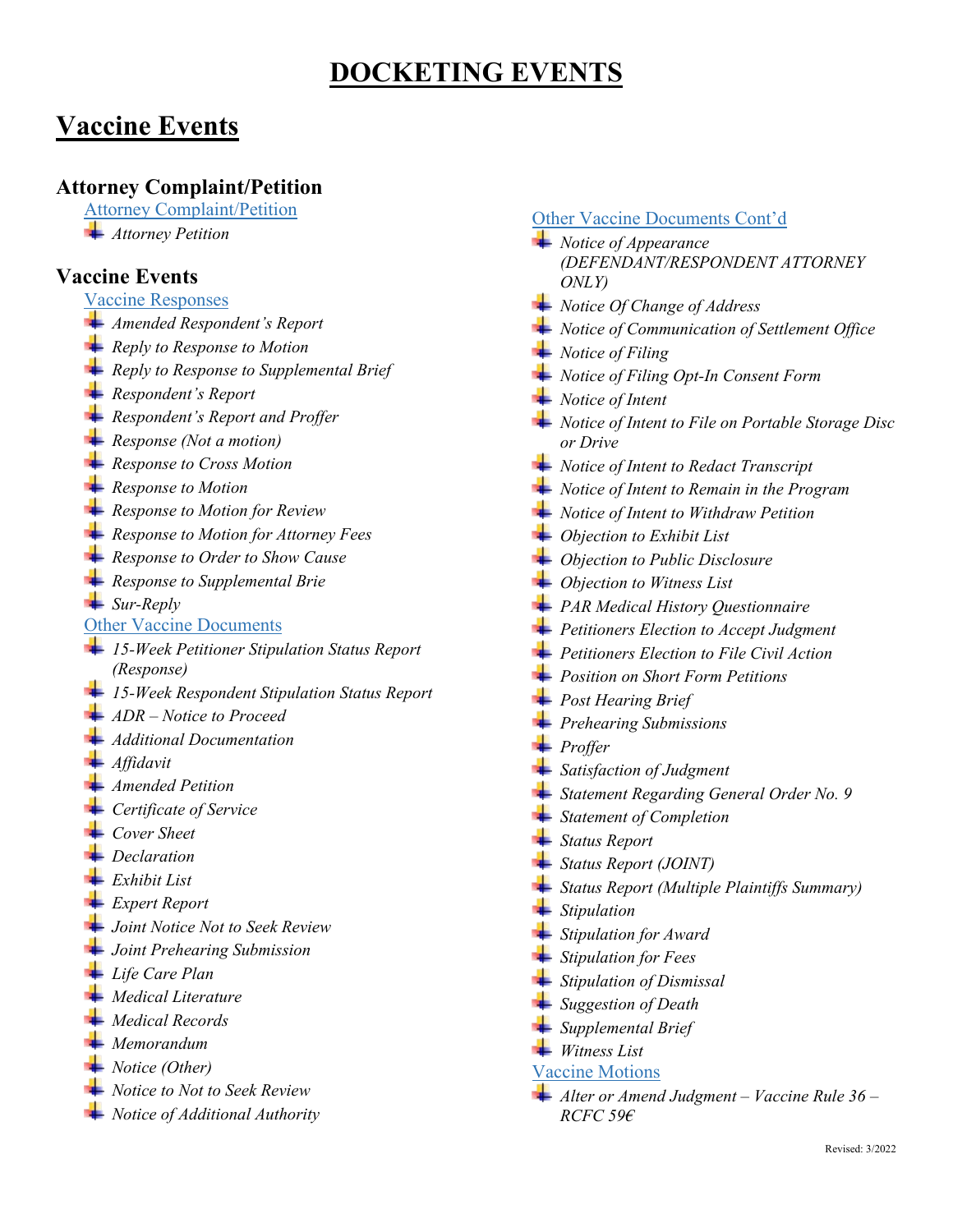# DOCKETING EVENTS

## Vaccine Events

### Attorney Complaint/Petition

Attorney Complaint/Petition

- *Attorney Petition*

### Vaccine Events

Vaccine Responses

- *Amended Respondent's Report*
- *Reply to Response to Motion*
- *Reply to Response to Supplemental Brief*
- *Respondent's Report*
- *Respondent's Report and Proffer*
- *Response (Not a motion)*
- *Response to Cross Motion*
- *Response to Motion*
- *Response to Motion for Review*
- *Response to Motion for Attorney Fees*
- *Response to Order to Show Cause*
- *Response to Supplemental Brie*
- *Sur-Reply*

Other Vaccine Documents

- *15-Week Petitioner Stipulation Status Report (Response)*
- *15-Week Respondent Stipulation Status Report*
- *ADR – Notice to Proceed*
- *Additional Documentation*
- *Affidavit*
- *Amended Petition*
- *Certificate of Service*
- *Cover Sheet*
- *Declaration*
- *Exhibit List*
- *Expert Report*
- *Joint Notice Not to Seek Review*
- *Joint Prehearing Submission*
- *Life Care Plan*
- *Medical Literature*
- *Medical Records*
- *Memorandum*
- *Notice (Other)*
- *Notice to Not to Seek Review*
- *Notice of Additional Authority*

Other Vaccine Documents Cont'd

- *Notice of Appearance (DEFENDANT/RESPONDENT ATTORNEY ONLY)*
- *Notice Of Change of Address*
- *Notice of Communication of Settlement Office*
- *Notice of Filing*
- *Notice of Filing Opt-In Consent Form*
- *Notice of Intent*
- *Notice of Intent to File on Portable Storage Disc or Drive*
- *Notice of Intent to Redact Transcript*
- *Notice of Intent to Remain in the Program*
- *Notice of Intent to Withdraw Petition*
- *Objection to Exhibit List*
- *Objection to Public Disclosure*
- *Objection to Witness List*
- *PAR Medical History Questionnaire*
- *Petitioners Election to Accept Judgment*
- *Petitioners Election to File Civil Action*
- *Position on Short Form Petitions*
- *Post Hearing Brief*
- *Prehearing Submissions*
- *Proffer*
- *Satisfaction of Judgment*
- *Statement Regarding General Order No. 9*
- *Statement of Completion*
- *Status Report*
- *Status Report (JOINT)*
- *Status Report (Multiple Plaintiffs Summary)*
- *Stipulation*
- *Stipulation for Award*
- *Stipulation for Fees*
- *Stipulation of Dismissal*
- *Suggestion of Death*
- *Supplemental Brief*
- *Witness List*

Vaccine Motions

- *Alter or Amend Judgment – Vaccine Rule 36 – RCFC 59€*

Revised: 3/2022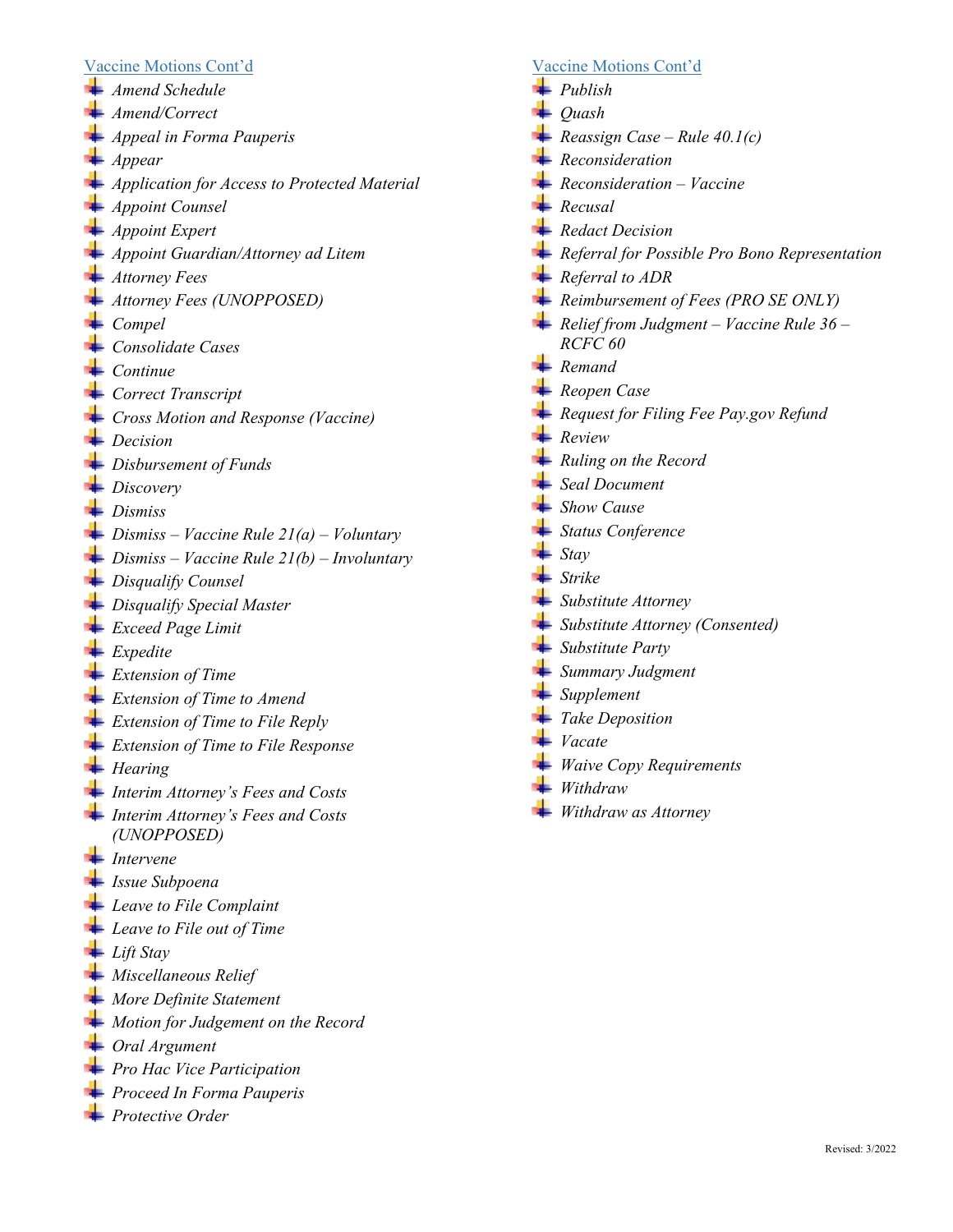Vaccine Motions Cont'd

- *Amend Schedule*
- *Amend/Correct*
- *Appeal in Forma Pauperis*
- *Appear*
- *Application for Access to Protected Material*
- *Appoint Counsel*
- *Appoint Expert*
- *Appoint Guardian/Attorney ad Litem*
- *Attorney Fees*
- *Attorney Fees (UNOPPOSED)*
- *Compel*
- *Consolidate Cases*
- *Continue*
- *Correct Transcript*
- *Cross Motion and Response (Vaccine)*
- *Decision*
- *Disbursement of Funds*
- *Discovery*
- *Dismiss*
- *Dismiss – Vaccine Rule 21(a) – Voluntary*
- *Dismiss – Vaccine Rule 21(b) – Involuntary*
- *Disqualify Counsel*
- *Disqualify Special Master*
- *Exceed Page Limit*
- *Expedite*
- *Extension of Time*
- *Extension of Time to Amend*
- *Extension of Time to File Reply*
- *Extension of Time to File Response*
- *Hearing*
- *Interim Attorney's Fees and Costs*
- *Interim Attorney's Fees and Costs (UNOPPOSED)*
- *Intervene*
- *Issue Subpoena*
- *Leave to File Complaint*
- *Leave to File out of Time*
- *Lift Stay*
- *Miscellaneous Relief*
- *More Definite Statement*
- *Motion for Judgement on the Record*
- *Oral Argument*
- *Pro Hac Vice Participation*
- *Proceed In Forma Pauperis*
- *Protective Order*

Vaccine Motions Cont'd

- *Publish*
- *Quash*
- *Reassign Case – Rule 40.1(c)*
- *Reconsideration*
- *Reconsideration – Vaccine*
- *Recusal*
- *Redact Decision*
- *Referral for Possible Pro Bono Representation*
- *Referral to ADR*
- *Reimbursement of Fees (PRO SE ONLY)*
- *Relief from Judgment – Vaccine Rule 36 – RCFC 60*
- *Remand*
- *Reopen Case*
- *Request for Filing Fee Pay.gov Refund*
- *Review*
- *Ruling on the Record*
- *Seal Document*
- *Show Cause*
- *Status Conference*
- *Stay*
- *Strike*
- *Substitute Attorney*
- *Substitute Attorney (Consented)*
- *Substitute Party*
- *Summary Judgment*
- *Supplement*
- *Take Deposition*
- *Vacate*
- *Waive Copy Requirements*
- *Withdraw*
- *Withdraw as Attorney*

Revised: 3/2022